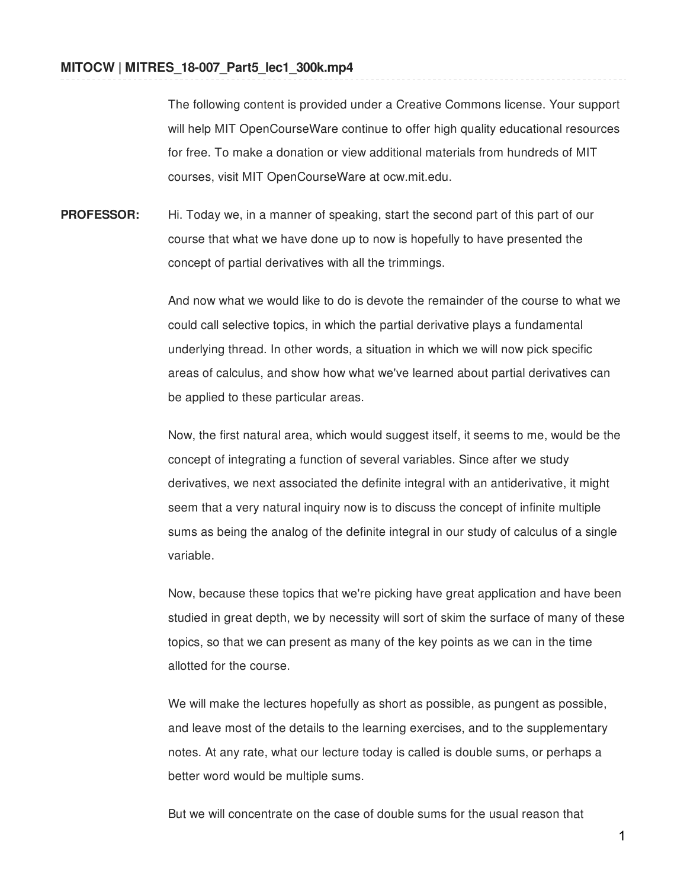**MITOCW | MITRES_18-007_Part5_lec1_300k.mp4**

The following content is provided under a Creative Commons license. Your support will help MIT OpenCourseWare continue to offer high quality educational resources for free. To make a donation or view additional materials from hundreds of MIT courses, visit MIT OpenCourseWare at ocw.mit.edu.

**PROFESSOR:** Hi. Today we, in a manner of speaking, start the second part of this part of our course that what we have done up to now is hopefully to have presented the concept of partial derivatives with all the trimmings.

And now what we would like to do is devote the remainder of the course to what we could call selective topics, in which the partial derivative plays a fundamental underlying thread. In other words, a situation in which we will now pick specific areas of calculus, and show how what we've learned about partial derivatives can be applied to these particular areas.

Now, the first natural area, which would suggest itself, it seems to me, would be the concept of integrating a function of several variables. Since after we study derivatives, we next associated the definite integral with an antiderivative, it might seem that a very natural inquiry now is to discuss the concept of infinite multiple sums as being the analog of the definite integral in our study of calculus of a single variable.

Now, because these topics that we're picking have great application and have been studied in great depth, we by necessity will sort of skim the surface of many of these topics, so that we can present as many of the key points as we can in the time allotted for the course.

We will make the lectures hopefully as short as possible, as pungent as possible, and leave most of the details to the learning exercises, and to the supplementary notes. At any rate, what our lecture today is called is double sums, or perhaps a better word would be multiple sums.

But we will concentrate on the case of double sums for the usual reason that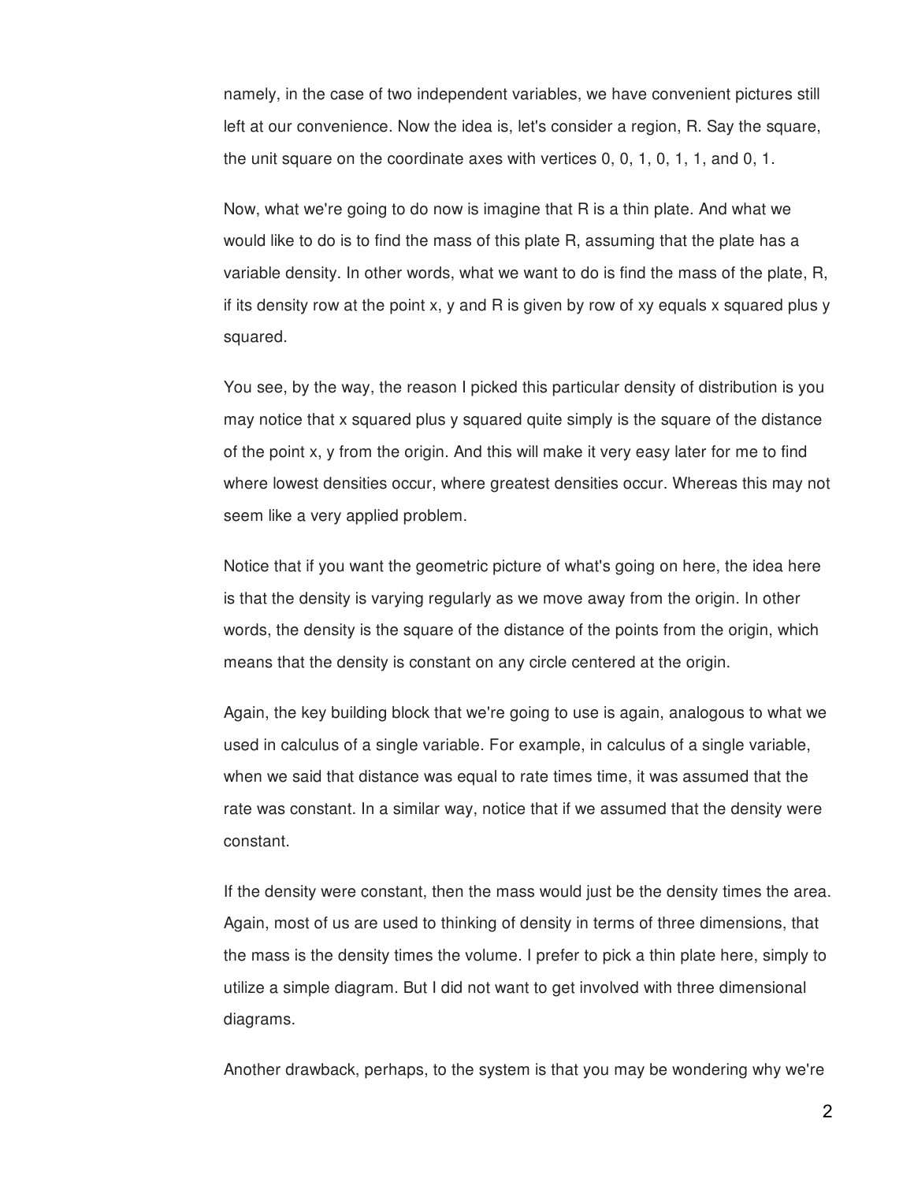namely, in the case of two independent variables, we have convenient pictures still left at our convenience. Now the idea is, let's consider a region, R. Say the square, the unit square on the coordinate axes with vertices 0, 0, 1, 0, 1, 1, and 0, 1.

Now, what we're going to do now is imagine that R is a thin plate. And what we would like to do is to find the mass of this plate R, assuming that the plate has a variable density. In other words, what we want to do is find the mass of the plate, R, if its density row at the point x, y and R is given by row of xy equals x squared plus y squared.

You see, by the way, the reason I picked this particular density of distribution is you may notice that x squared plus y squared quite simply is the square of the distance of the point x, y from the origin. And this will make it very easy later for me to find where lowest densities occur, where greatest densities occur. Whereas this may not seem like a very applied problem.

Notice that if you want the geometric picture of what's going on here, the idea here is that the density is varying regularly as we move away from the origin. In other words, the density is the square of the distance of the points from the origin, which means that the density is constant on any circle centered at the origin.

Again, the key building block that we're going to use is again, analogous to what we used in calculus of a single variable. For example, in calculus of a single variable, when we said that distance was equal to rate times time, it was assumed that the rate was constant. In a similar way, notice that if we assumed that the density were constant.

If the density were constant, then the mass would just be the density times the area. Again, most of us are used to thinking of density in terms of three dimensions, that the mass is the density times the volume. I prefer to pick a thin plate here, simply to utilize a simple diagram. But I did not want to get involved with three dimensional diagrams.

Another drawback, perhaps, to the system is that you may be wondering why we're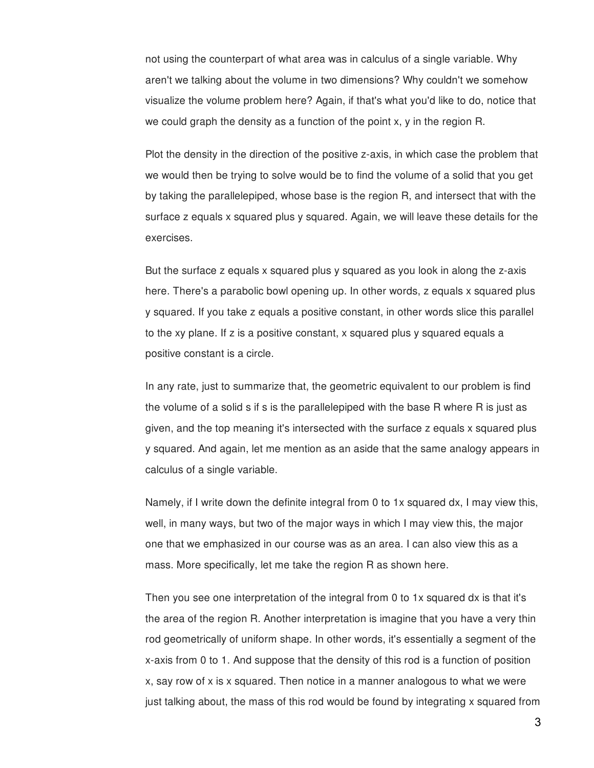not using the counterpart of what area was in calculus of a single variable. Why aren't we talking about the volume in two dimensions? Why couldn't we somehow visualize the volume problem here? Again, if that's what you'd like to do, notice that we could graph the density as a function of the point x, y in the region R.

Plot the density in the direction of the positive z-axis, in which case the problem that we would then be trying to solve would be to find the volume of a solid that you get by taking the parallelepiped, whose base is the region R, and intersect that with the surface z equals x squared plus y squared. Again, we will leave these details for the exercises.

But the surface z equals x squared plus y squared as you look in along the z-axis here. There's a parabolic bowl opening up. In other words, z equals x squared plus y squared. If you take z equals a positive constant, in other words slice this parallel to the xy plane. If z is a positive constant, x squared plus y squared equals a positive constant is a circle.

In any rate, just to summarize that, the geometric equivalent to our problem is find the volume of a solid s if s is the parallelepiped with the base R where R is just as given, and the top meaning it's intersected with the surface z equals x squared plus y squared. And again, let me mention as an aside that the same analogy appears in calculus of a single variable.

Namely, if I write down the definite integral from 0 to 1x squared dx, I may view this, well, in many ways, but two of the major ways in which I may view this, the major one that we emphasized in our course was as an area. I can also view this as a mass. More specifically, let me take the region R as shown here.

Then you see one interpretation of the integral from 0 to 1x squared dx is that it's the area of the region R. Another interpretation is imagine that you have a very thin rod geometrically of uniform shape. In other words, it's essentially a segment of the x-axis from 0 to 1. And suppose that the density of this rod is a function of position x, say row of x is x squared. Then notice in a manner analogous to what we were just talking about, the mass of this rod would be found by integrating x squared from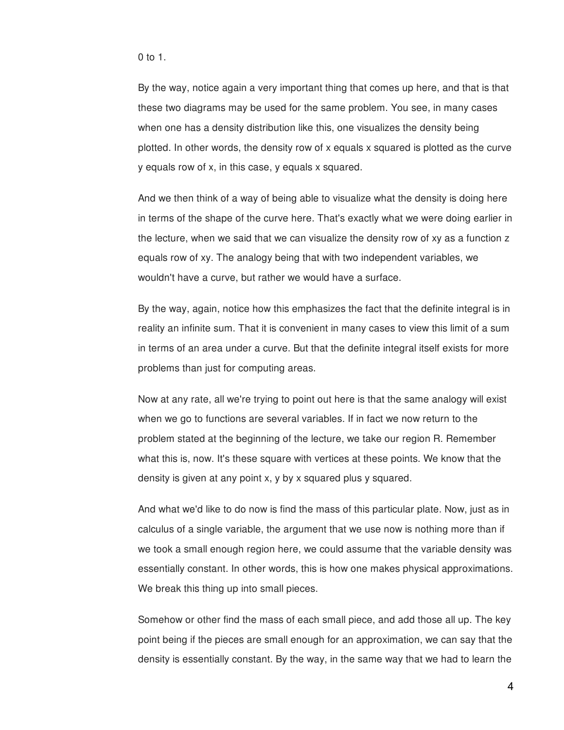0 to 1.

By the way, notice again a very important thing that comes up here, and that is that these two diagrams may be used for the same problem. You see, in many cases when one has a density distribution like this, one visualizes the density being plotted. In other words, the density row of x equals x squared is plotted as the curve y equals row of x, in this case, y equals x squared.

And we then think of a way of being able to visualize what the density is doing here in terms of the shape of the curve here. That's exactly what we were doing earlier in the lecture, when we said that we can visualize the density row of xy as a function z equals row of xy. The analogy being that with two independent variables, we wouldn't have a curve, but rather we would have a surface.

By the way, again, notice how this emphasizes the fact that the definite integral is in reality an infinite sum. That it is convenient in many cases to view this limit of a sum in terms of an area under a curve. But that the definite integral itself exists for more problems than just for computing areas.

Now at any rate, all we're trying to point out here is that the same analogy will exist when we go to functions are several variables. If in fact we now return to the problem stated at the beginning of the lecture, we take our region R. Remember what this is, now. It's these square with vertices at these points. We know that the density is given at any point x, y by x squared plus y squared.

And what we'd like to do now is find the mass of this particular plate. Now, just as in calculus of a single variable, the argument that we use now is nothing more than if we took a small enough region here, we could assume that the variable density was essentially constant. In other words, this is how one makes physical approximations. We break this thing up into small pieces.

Somehow or other find the mass of each small piece, and add those all up. The key point being if the pieces are small enough for an approximation, we can say that the density is essentially constant. By the way, in the same way that we had to learn the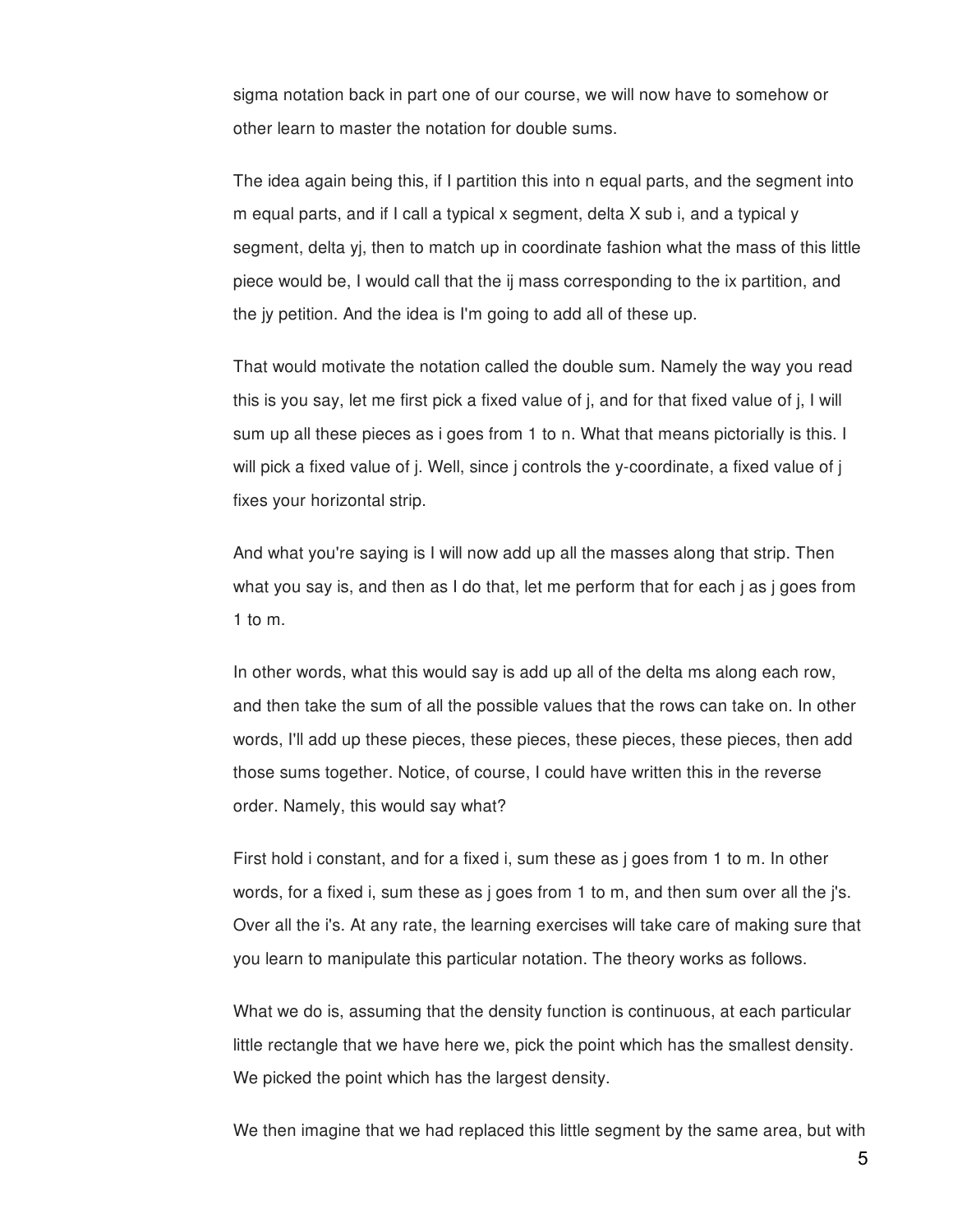sigma notation back in part one of our course, we will now have to somehow or other learn to master the notation for double sums.

The idea again being this, if I partition this into n equal parts, and the segment into m equal parts, and if I call a typical x segment, delta X sub i, and a typical y segment, delta yj, then to match up in coordinate fashion what the mass of this little piece would be, I would call that the ij mass corresponding to the ix partition, and the jy petition. And the idea is I'm going to add all of these up.

That would motivate the notation called the double sum. Namely the way you read this is you say, let me first pick a fixed value of j, and for that fixed value of j, I will sum up all these pieces as i goes from 1 to n. What that means pictorially is this. I will pick a fixed value of j. Well, since j controls the y-coordinate, a fixed value of j fixes your horizontal strip.

And what you're saying is I will now add up all the masses along that strip. Then what you say is, and then as I do that, let me perform that for each j as j goes from 1 to m.

In other words, what this would say is add up all of the delta ms along each row, and then take the sum of all the possible values that the rows can take on. In other words, I'll add up these pieces, these pieces, these pieces, these pieces, then add those sums together. Notice, of course, I could have written this in the reverse order. Namely, this would say what?

First hold i constant, and for a fixed i, sum these as j goes from 1 to m. In other words, for a fixed i, sum these as j goes from 1 to m, and then sum over all the j's. Over all the i's. At any rate, the learning exercises will take care of making sure that you learn to manipulate this particular notation. The theory works as follows.

What we do is, assuming that the density function is continuous, at each particular little rectangle that we have here we, pick the point which has the smallest density. We picked the point which has the largest density.

We then imagine that we had replaced this little segment by the same area, but with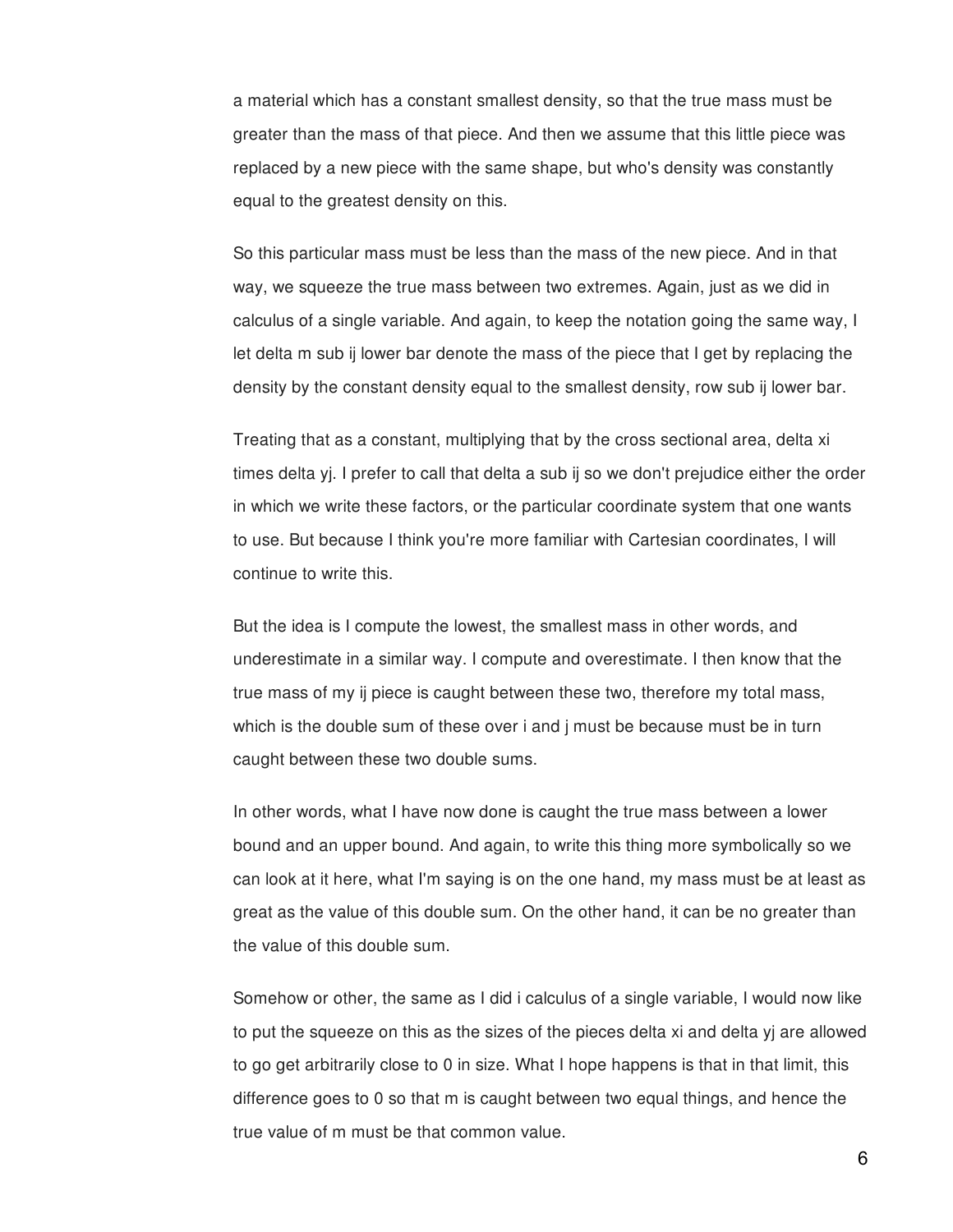a material which has a constant smallest density, so that the true mass must be greater than the mass of that piece. And then we assume that this little piece was replaced by a new piece with the same shape, but who's density was constantly equal to the greatest density on this.

So this particular mass must be less than the mass of the new piece. And in that way, we squeeze the true mass between two extremes. Again, just as we did in calculus of a single variable. And again, to keep the notation going the same way, I let delta m sub ij lower bar denote the mass of the piece that I get by replacing the density by the constant density equal to the smallest density, row sub ij lower bar.

Treating that as a constant, multiplying that by the cross sectional area, delta xi times delta yj. I prefer to call that delta a sub ij so we don't prejudice either the order in which we write these factors, or the particular coordinate system that one wants to use. But because I think you're more familiar with Cartesian coordinates, I will continue to write this.

But the idea is I compute the lowest, the smallest mass in other words, and underestimate in a similar way. I compute and overestimate. I then know that the true mass of my ij piece is caught between these two, therefore my total mass, which is the double sum of these over i and j must be because must be in turn caught between these two double sums.

In other words, what I have now done is caught the true mass between a lower bound and an upper bound. And again, to write this thing more symbolically so we can look at it here, what I'm saying is on the one hand, my mass must be at least as great as the value of this double sum. On the other hand, it can be no greater than the value of this double sum.

Somehow or other, the same as I did i calculus of a single variable, I would now like to put the squeeze on this as the sizes of the pieces delta xi and delta yj are allowed to go get arbitrarily close to 0 in size. What I hope happens is that in that limit, this difference goes to 0 so that m is caught between two equal things, and hence the true value of m must be that common value.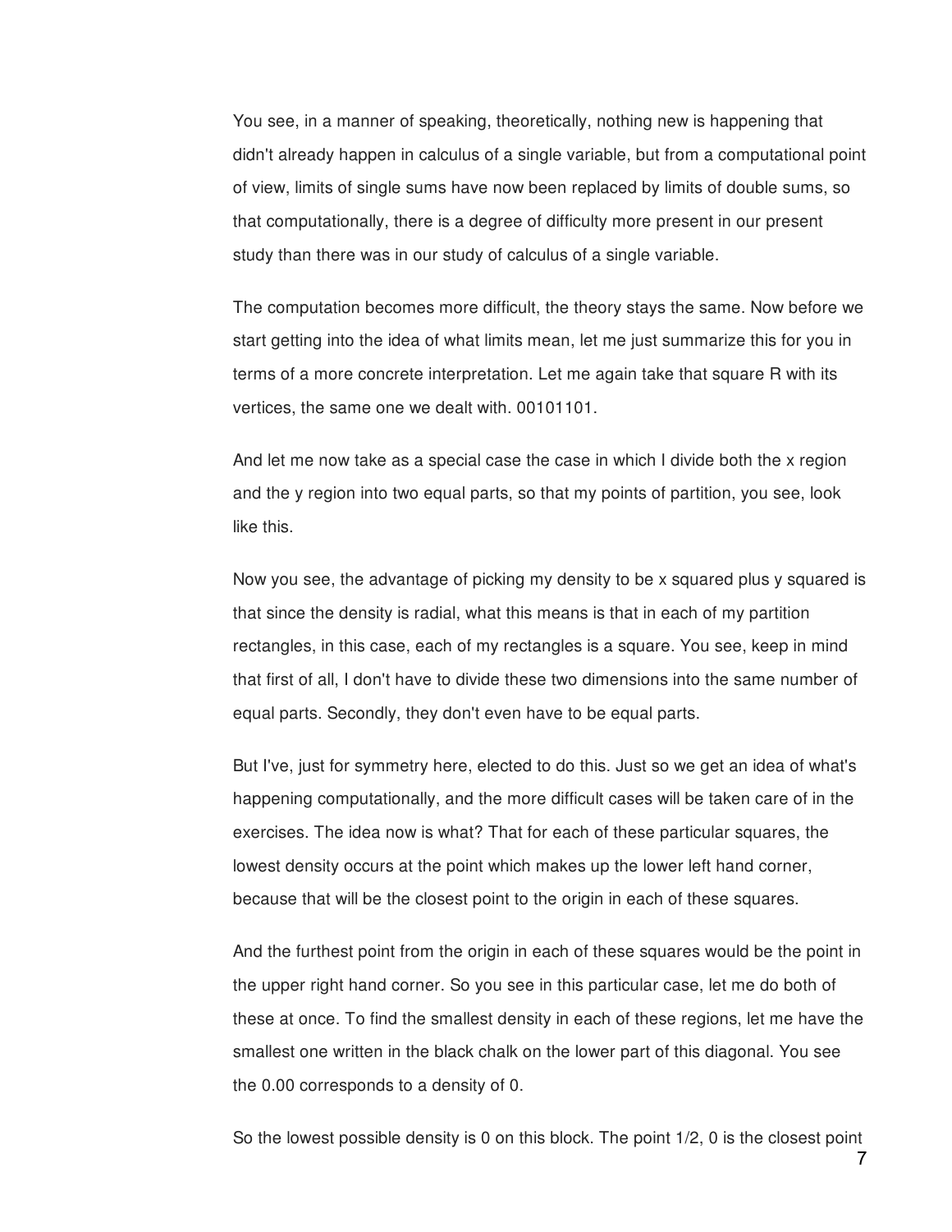You see, in a manner of speaking, theoretically, nothing new is happening that didn't already happen in calculus of a single variable, but from a computational point of view, limits of single sums have now been replaced by limits of double sums, so that computationally, there is a degree of difficulty more present in our present study than there was in our study of calculus of a single variable.

The computation becomes more difficult, the theory stays the same. Now before we start getting into the idea of what limits mean, let me just summarize this for you in terms of a more concrete interpretation. Let me again take that square R with its vertices, the same one we dealt with. 00101101.

And let me now take as a special case the case in which I divide both the x region and the y region into two equal parts, so that my points of partition, you see, look like this.

Now you see, the advantage of picking my density to be x squared plus y squared is that since the density is radial, what this means is that in each of my partition rectangles, in this case, each of my rectangles is a square. You see, keep in mind that first of all, I don't have to divide these two dimensions into the same number of equal parts. Secondly, they don't even have to be equal parts.

But I've, just for symmetry here, elected to do this. Just so we get an idea of what's happening computationally, and the more difficult cases will be taken care of in the exercises. The idea now is what? That for each of these particular squares, the lowest density occurs at the point which makes up the lower left hand corner, because that will be the closest point to the origin in each of these squares.

And the furthest point from the origin in each of these squares would be the point in the upper right hand corner. So you see in this particular case, let me do both of these at once. To find the smallest density in each of these regions, let me have the smallest one written in the black chalk on the lower part of this diagonal. You see the 0.00 corresponds to a density of 0.

So the lowest possible density is 0 on this block. The point 1/2, 0 is the closest point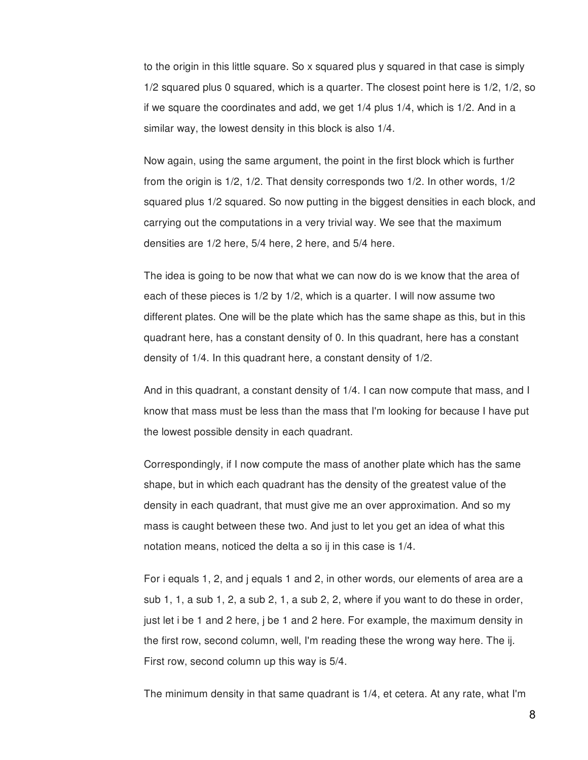to the origin in this little square. So x squared plus y squared in that case is simply 1/2 squared plus 0 squared, which is a quarter. The closest point here is 1/2, 1/2, so if we square the coordinates and add, we get 1/4 plus 1/4, which is 1/2. And in a similar way, the lowest density in this block is also 1/4.

Now again, using the same argument, the point in the first block which is further from the origin is 1/2, 1/2. That density corresponds two 1/2. In other words, 1/2 squared plus 1/2 squared. So now putting in the biggest densities in each block, and carrying out the computations in a very trivial way. We see that the maximum densities are 1/2 here, 5/4 here, 2 here, and 5/4 here.

The idea is going to be now that what we can now do is we know that the area of each of these pieces is 1/2 by 1/2, which is a quarter. I will now assume two different plates. One will be the plate which has the same shape as this, but in this quadrant here, has a constant density of 0. In this quadrant, here has a constant density of 1/4. In this quadrant here, a constant density of 1/2.

And in this quadrant, a constant density of 1/4. I can now compute that mass, and I know that mass must be less than the mass that I'm looking for because I have put the lowest possible density in each quadrant.

Correspondingly, if I now compute the mass of another plate which has the same shape, but in which each quadrant has the density of the greatest value of the density in each quadrant, that must give me an over approximation. And so my mass is caught between these two. And just to let you get an idea of what this notation means, noticed the delta a so ij in this case is 1/4.

For i equals 1, 2, and j equals 1 and 2, in other words, our elements of area are a sub 1, 1, a sub 1, 2, a sub 2, 1, a sub 2, 2, where if you want to do these in order, just let i be 1 and 2 here, j be 1 and 2 here. For example, the maximum density in the first row, second column, well, I'm reading these the wrong way here. The ij. First row, second column up this way is 5/4.

The minimum density in that same quadrant is 1/4, et cetera. At any rate, what I'm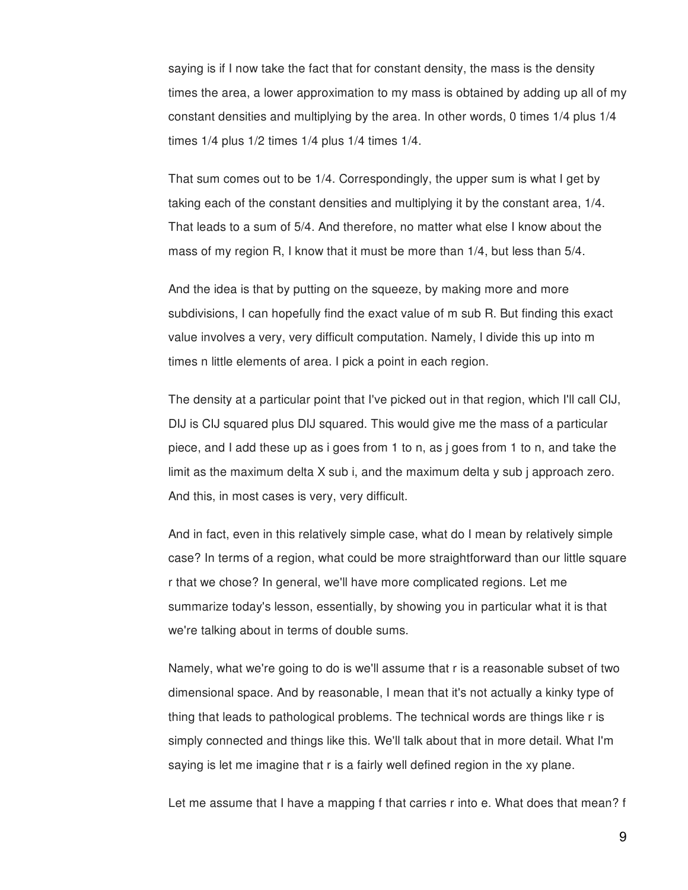saying is if I now take the fact that for constant density, the mass is the density times the area, a lower approximation to my mass is obtained by adding up all of my constant densities and multiplying by the area. In other words, 0 times 1/4 plus 1/4 times 1/4 plus 1/2 times 1/4 plus 1/4 times 1/4.

That sum comes out to be 1/4. Correspondingly, the upper sum is what I get by taking each of the constant densities and multiplying it by the constant area, 1/4. That leads to a sum of 5/4. And therefore, no matter what else I know about the mass of my region R, I know that it must be more than 1/4, but less than 5/4.

And the idea is that by putting on the squeeze, by making more and more subdivisions, I can hopefully find the exact value of m sub R. But finding this exact value involves a very, very difficult computation. Namely, I divide this up into m times n little elements of area. I pick a point in each region.

The density at a particular point that I've picked out in that region, which I'll call CIJ, DIJ is CIJ squared plus DIJ squared. This would give me the mass of a particular piece, and I add these up as i goes from 1 to n, as j goes from 1 to n, and take the limit as the maximum delta X sub i, and the maximum delta y sub j approach zero. And this, in most cases is very, very difficult.

And in fact, even in this relatively simple case, what do I mean by relatively simple case? In terms of a region, what could be more straightforward than our little square r that we chose? In general, we'll have more complicated regions. Let me summarize today's lesson, essentially, by showing you in particular what it is that we're talking about in terms of double sums.

Namely, what we're going to do is we'll assume that r is a reasonable subset of two dimensional space. And by reasonable, I mean that it's not actually a kinky type of thing that leads to pathological problems. The technical words are things like r is simply connected and things like this. We'll talk about that in more detail. What I'm saying is let me imagine that r is a fairly well defined region in the xy plane.

Let me assume that I have a mapping f that carries r into e. What does that mean? f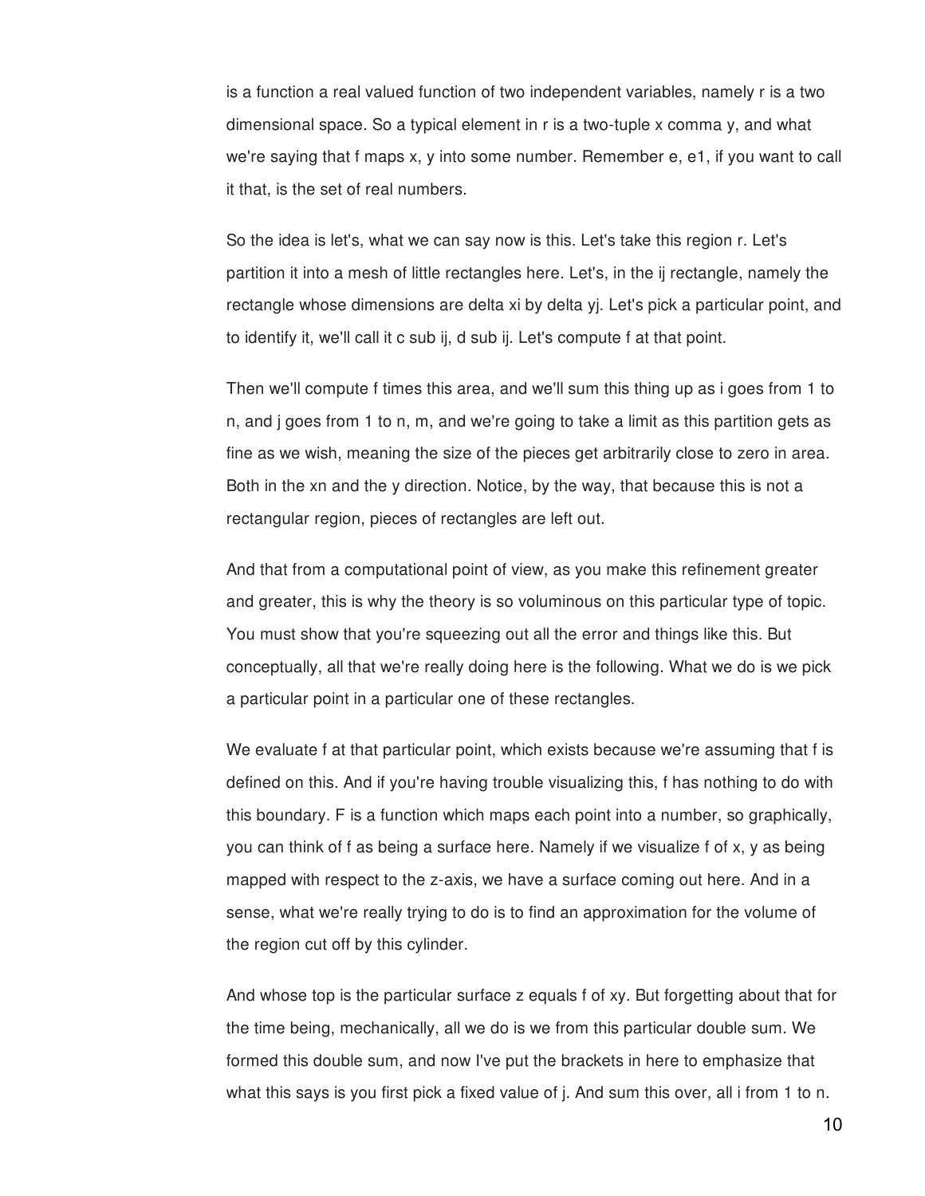is a function a real valued function of two independent variables, namely r is a two dimensional space. So a typical element in r is a two-tuple x comma y, and what we're saying that f maps x, y into some number. Remember e, e1, if you want to call it that, is the set of real numbers.

So the idea is let's, what we can say now is this. Let's take this region r. Let's partition it into a mesh of little rectangles here. Let's, in the ij rectangle, namely the rectangle whose dimensions are delta xi by delta yj. Let's pick a particular point, and to identify it, we'll call it c sub ij, d sub ij. Let's compute f at that point.

Then we'll compute f times this area, and we'll sum this thing up as i goes from 1 to n, and j goes from 1 to n, m, and we're going to take a limit as this partition gets as fine as we wish, meaning the size of the pieces get arbitrarily close to zero in area. Both in the xn and the y direction. Notice, by the way, that because this is not a rectangular region, pieces of rectangles are left out.

And that from a computational point of view, as you make this refinement greater and greater, this is why the theory is so voluminous on this particular type of topic. You must show that you're squeezing out all the error and things like this. But conceptually, all that we're really doing here is the following. What we do is we pick a particular point in a particular one of these rectangles.

We evaluate f at that particular point, which exists because we're assuming that f is defined on this. And if you're having trouble visualizing this, f has nothing to do with this boundary. F is a function which maps each point into a number, so graphically, you can think of f as being a surface here. Namely if we visualize f of x, y as being mapped with respect to the z-axis, we have a surface coming out here. And in a sense, what we're really trying to do is to find an approximation for the volume of the region cut off by this cylinder.

And whose top is the particular surface z equals f of xy. But forgetting about that for the time being, mechanically, all we do is we from this particular double sum. We formed this double sum, and now I've put the brackets in here to emphasize that what this says is you first pick a fixed value of j. And sum this over, all i from 1 to n.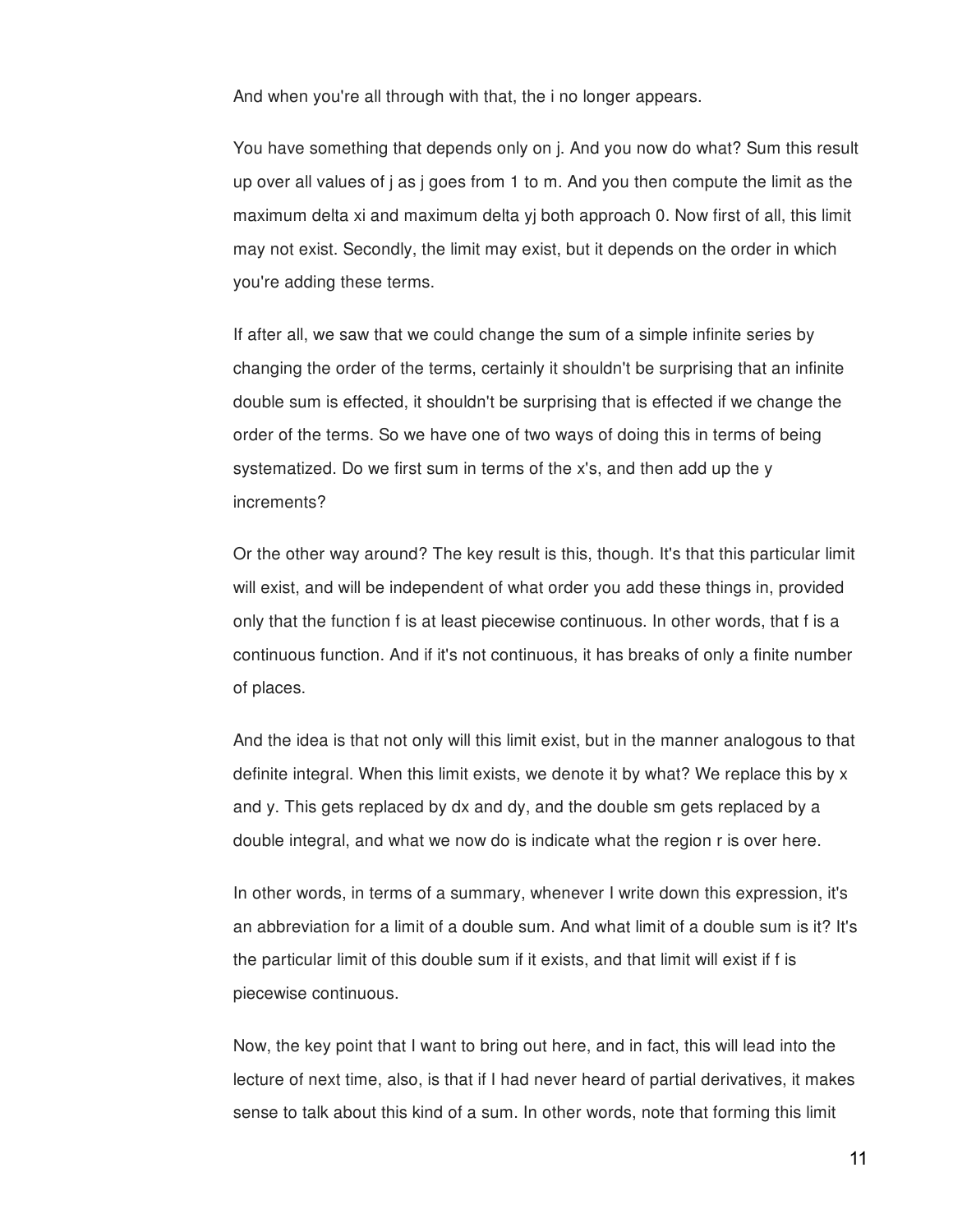And when you're all through with that, the i no longer appears.

You have something that depends only on j. And you now do what? Sum this result up over all values of j as j goes from 1 to m. And you then compute the limit as the maximum delta xi and maximum delta yj both approach 0. Now first of all, this limit may not exist. Secondly, the limit may exist, but it depends on the order in which you're adding these terms.

If after all, we saw that we could change the sum of a simple infinite series by changing the order of the terms, certainly it shouldn't be surprising that an infinite double sum is effected, it shouldn't be surprising that is effected if we change the order of the terms. So we have one of two ways of doing this in terms of being systematized. Do we first sum in terms of the x's, and then add up the y increments?

Or the other way around? The key result is this, though. It's that this particular limit will exist, and will be independent of what order you add these things in, provided only that the function f is at least piecewise continuous. In other words, that f is a continuous function. And if it's not continuous, it has breaks of only a finite number of places.

And the idea is that not only will this limit exist, but in the manner analogous to that definite integral. When this limit exists, we denote it by what? We replace this by x and y. This gets replaced by dx and dy, and the double sm gets replaced by a double integral, and what we now do is indicate what the region r is over here.

In other words, in terms of a summary, whenever I write down this expression, it's an abbreviation for a limit of a double sum. And what limit of a double sum is it? It's the particular limit of this double sum if it exists, and that limit will exist if f is piecewise continuous.

Now, the key point that I want to bring out here, and in fact, this will lead into the lecture of next time, also, is that if I had never heard of partial derivatives, it makes sense to talk about this kind of a sum. In other words, note that forming this limit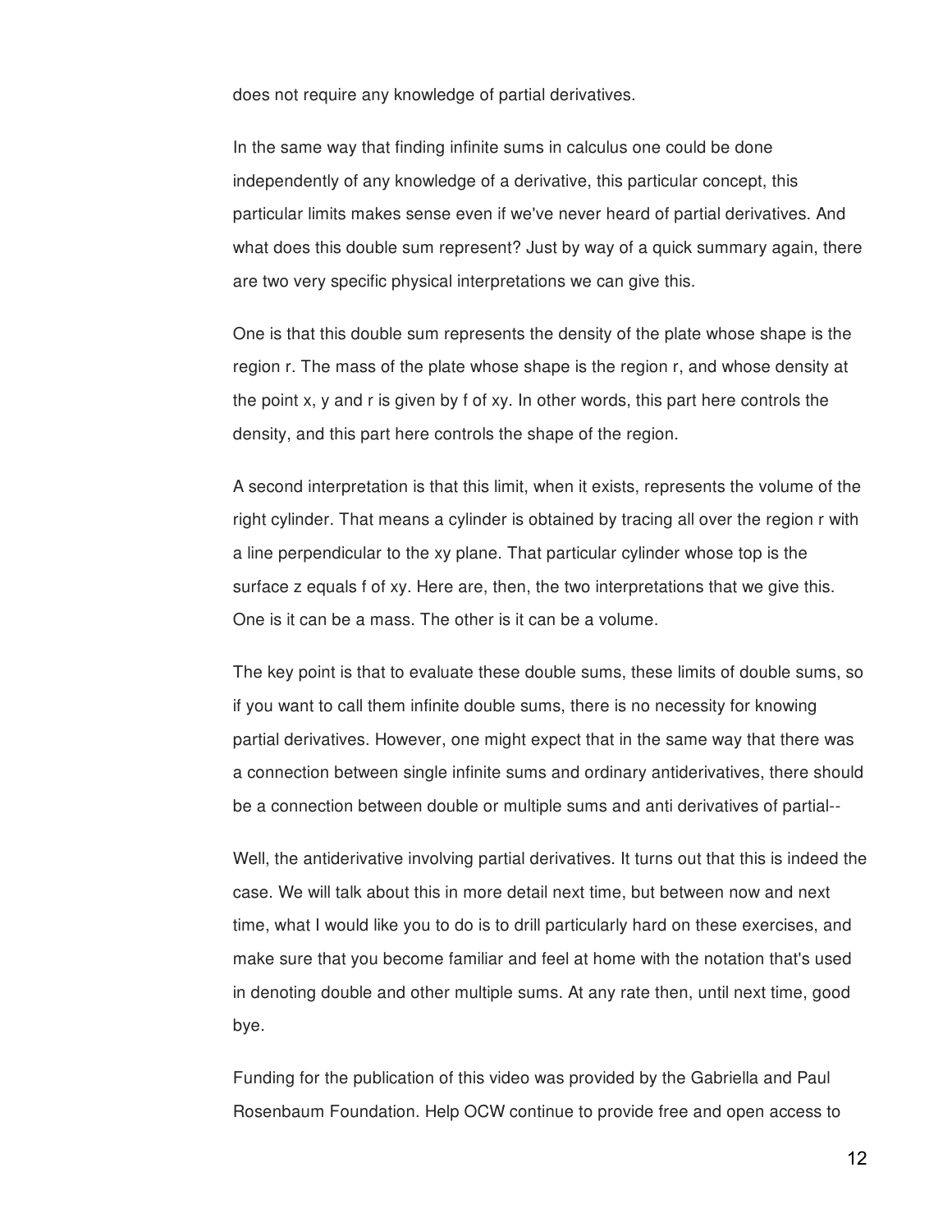does not require any knowledge of partial derivatives.

In the same way that finding infinite sums in calculus one could be done independently of any knowledge of a derivative, this particular concept, this particular limits makes sense even if we've never heard of partial derivatives. And what does this double sum represent? Just by way of a quick summary again, there are two very specific physical interpretations we can give this.

One is that this double sum represents the density of the plate whose shape is the region r. The mass of the plate whose shape is the region r, and whose density at the point x, y and r is given by f of xy. In other words, this part here controls the density, and this part here controls the shape of the region.

A second interpretation is that this limit, when it exists, represents the volume of the right cylinder. That means a cylinder is obtained by tracing all over the region r with a line perpendicular to the xy plane. That particular cylinder whose top is the surface z equals f of xy. Here are, then, the two interpretations that we give this. One is it can be a mass. The other is it can be a volume.

The key point is that to evaluate these double sums, these limits of double sums, so if you want to call them infinite double sums, there is no necessity for knowing partial derivatives. However, one might expect that in the same way that there was a connection between single infinite sums and ordinary antiderivatives, there should be a connection between double or multiple sums and anti derivatives of partial--

Well, the antiderivative involving partial derivatives. It turns out that this is indeed the case. We will talk about this in more detail next time, but between now and next time, what I would like you to do is to drill particularly hard on these exercises, and make sure that you become familiar and feel at home with the notation that's used in denoting double and other multiple sums. At any rate then, until next time, good bye.

Funding for the publication of this video was provided by the Gabriella and Paul Rosenbaum Foundation. Help OCW continue to provide free and open access to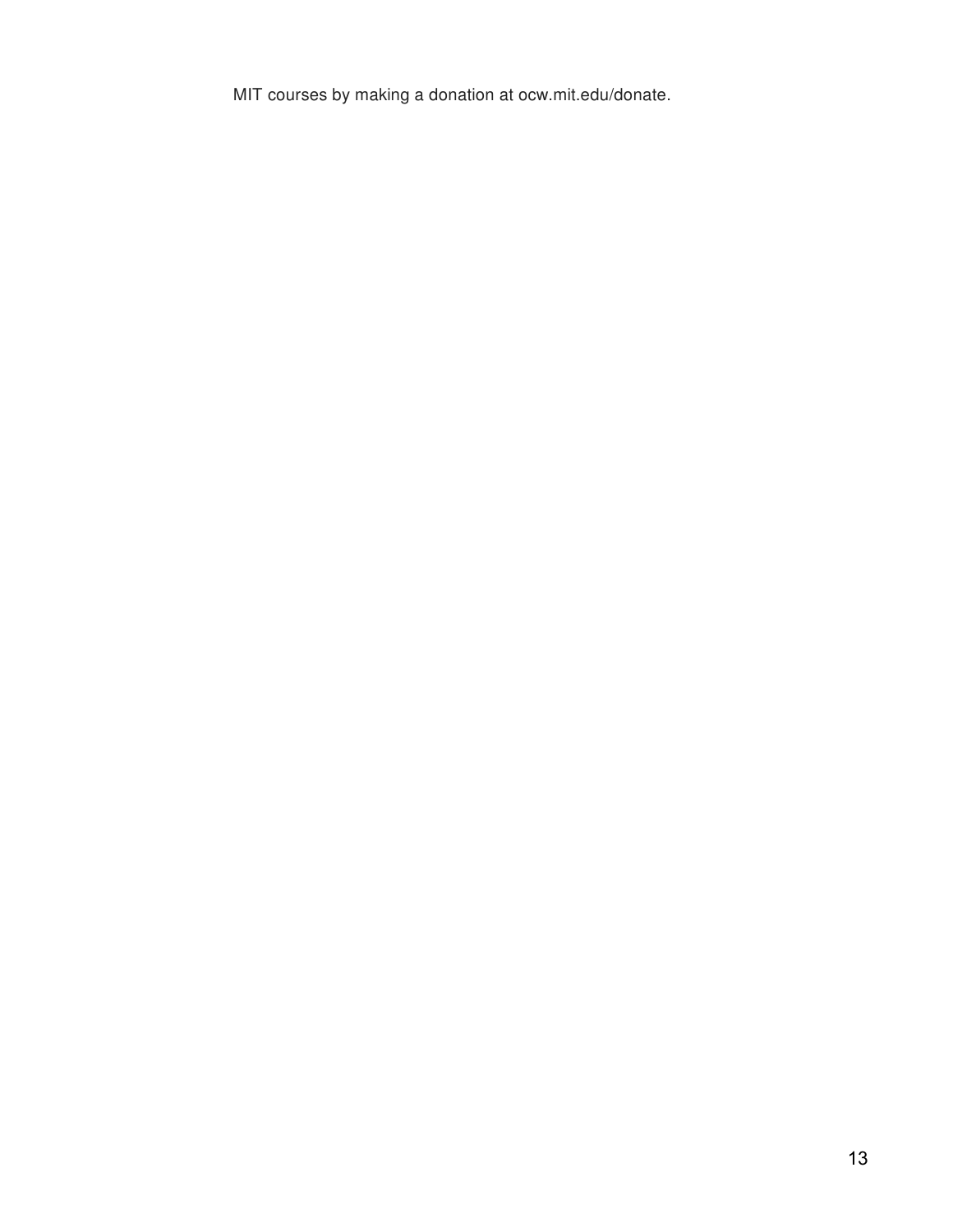MIT courses by making a donation at ocw.mit.edu/donate.